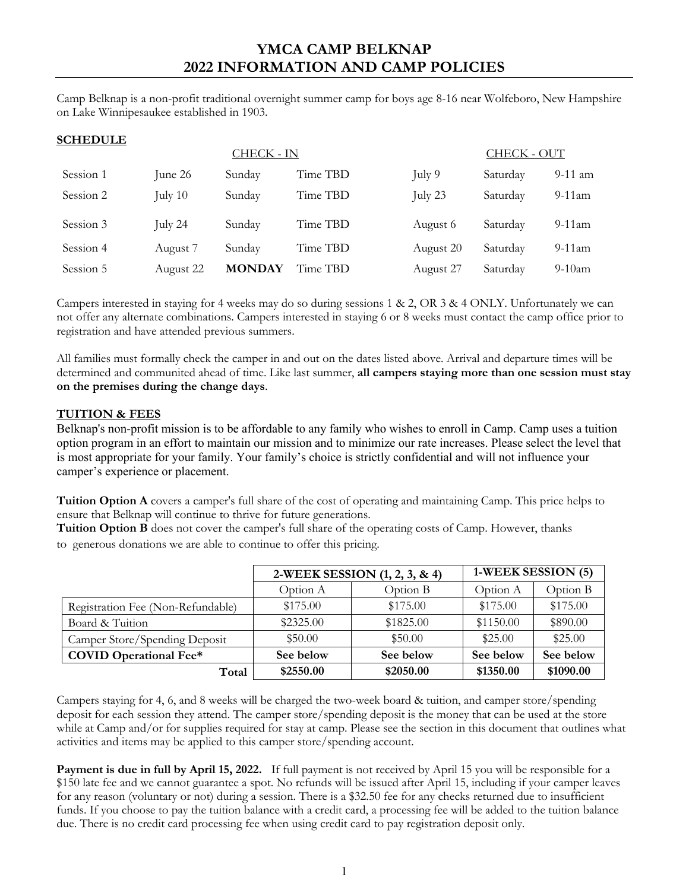# YMCA CAMP BELKNAP
# 2022 INFORMATION AND CAMP POLICIES

Camp Belknap is a non-profit traditional overnight summer camp for boys age 8-16 near Wolfeboro, New Hampshire on Lake Winnipesaukee established in 1903.

## SCHEDULE

| | CHECK - IN | | | CHECK - OUT | | |
|---|---|---|---|---|---|---|
| Session 1 | June 26 | Sunday | Time TBD | July 9 | Saturday | 9-11 am |
| Session 2 | July 10 | Sunday | Time TBD | July 23 | Saturday | 9-11am |
| Session 3 | July 24 | Sunday | Time TBD | August 6 | Saturday | 9-11am |
| Session 4 | August 7 | Sunday | Time TBD | August 20 | Saturday | 9-11am |
| Session 5 | August 22 | **MONDAY** | Time TBD | August 27 | Saturday | 9-10am |

Campers interested in staying for 4 weeks may do so during sessions 1 & 2, OR 3 & 4 ONLY. Unfortunately we can not offer any alternate combinations. Campers interested in staying 6 or 8 weeks must contact the camp office prior to registration and have attended previous summers.

All families must formally check the camper in and out on the dates listed above. Arrival and departure times will be determined and communited ahead of time. Like last summer, **all campers staying more than one session must stay on the premises during the change days**.

## TUITION & FEES

Belknap's non-profit mission is to be affordable to any family who wishes to enroll in Camp. Camp uses a tuition option program in an effort to maintain our mission and to minimize our rate increases. Please select the level that is most appropriate for your family. Your family's choice is strictly confidential and will not influence your camper's experience or placement.

**Tuition Option A** covers a camper's full share of the cost of operating and maintaining Camp. This price helps to ensure that Belknap will continue to thrive for future generations.
**Tuition Option B** does not cover the camper's full share of the operating costs of Camp. However, thanks to generous donations we are able to continue to offer this pricing.

| | **2-WEEK SESSION (1, 2, 3, & 4)** | | **1-WEEK SESSION (5)** | |
|---|---|---|---|---|
| | Option A | Option B | Option A | Option B |
| Registration Fee (Non-Refundable) | $175.00 | $175.00 | $175.00 | $175.00 |
| Board & Tuition | $2325.00 | $1825.00 | $1150.00 | $890.00 |
| Camper Store/Spending Deposit | $50.00 | $50.00 | $25.00 | $25.00 |
| **COVID Operational Fee*** | **See below** | **See below** | **See below** | **See below** |
| **Total** | **$2550.00** | **$2050.00** | **$1350.00** | **$1090.00** |

Campers staying for 4, 6, and 8 weeks will be charged the two-week board & tuition, and camper store/spending deposit for each session they attend. The camper store/spending deposit is the money that can be used at the store while at Camp and/or for supplies required for stay at camp. Please see the section in this document that outlines what activities and items may be applied to this camper store/spending account.

**Payment is due in full by April 15, 2022.** If full payment is not received by April 15 you will be responsible for a $150 late fee and we cannot guarantee a spot. No refunds will be issued after April 15, including if your camper leaves for any reason (voluntary or not) during a session. There is a $32.50 fee for any checks returned due to insufficient funds. If you choose to pay the tuition balance with a credit card, a processing fee will be added to the tuition balance due. There is no credit card processing fee when using credit card to pay registration deposit only.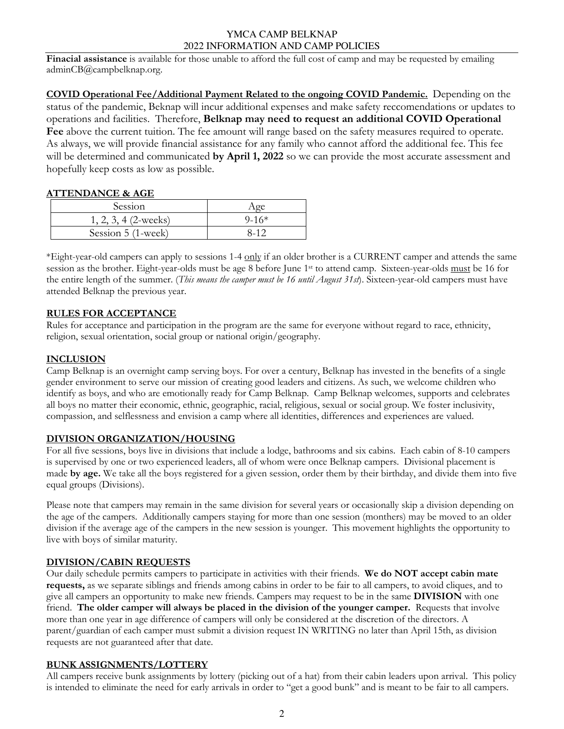**Finacial assistance** is available for those unable to afford the full cost of camp and may be requested by emailing adminCB@campbelknap.org.

**COVID Operational Fee/Additional Payment Related to the ongoing COVID Pandemic.** Depending on the status of the pandemic, Beknap will incur additional expenses and make safety reccomendations or updates to operations and facilities. Therefore, **Belknap may need to request an additional COVID Operational Fee** above the current tuition. The fee amount will range based on the safety measures required to operate. As always, we will provide financial assistance for any family who cannot afford the additional fee. This fee will be determined and communicated **by April 1, 2022** so we can provide the most accurate assessment and hopefully keep costs as low as possible.

## ATTENDANCE & AGE

| Session | Age |
|---|---|
| 1, 2, 3, 4 (2-weeks) | 9-16* |
| Session 5 (1-week) | 8-12 |

*Eight-year-old campers can apply to sessions 1-4 only if an older brother is a CURRENT camper and attends the same session as the brother. Eight-year-olds must be age 8 before June 1st to attend camp. Sixteen-year-olds must be 16 for the entire length of the summer. (*This means the camper must be 16 until August 31st*). Sixteen-year-old campers must have attended Belknap the previous year.

## RULES FOR ACCEPTANCE

Rules for acceptance and participation in the program are the same for everyone without regard to race, ethnicity, religion, sexual orientation, social group or national origin/geography.

## INCLUSION

Camp Belknap is an overnight camp serving boys. For over a century, Belknap has invested in the benefits of a single gender environment to serve our mission of creating good leaders and citizens. As such, we welcome children who identify as boys, and who are emotionally ready for Camp Belknap. Camp Belknap welcomes, supports and celebrates all boys no matter their economic, ethnic, geographic, racial, religious, sexual or social group. We foster inclusivity, compassion, and selflessness and envision a camp where all identities, differences and experiences are valued.

## DIVISION ORGANIZATION/HOUSING

For all five sessions, boys live in divisions that include a lodge, bathrooms and six cabins. Each cabin of 8-10 campers is supervised by one or two experienced leaders, all of whom were once Belknap campers. Divisional placement is made **by age.** We take all the boys registered for a given session, order them by their birthday, and divide them into five equal groups (Divisions).

Please note that campers may remain in the same division for several years or occasionally skip a division depending on the age of the campers. Additionally campers staying for more than one session (monthers) may be moved to an older division if the average age of the campers in the new session is younger. This movement highlights the opportunity to live with boys of similar maturity.

## DIVISION/CABIN REQUESTS

Our daily schedule permits campers to participate in activities with their friends. **We do NOT accept cabin mate requests,** as we separate siblings and friends among cabins in order to be fair to all campers, to avoid cliques, and to give all campers an opportunity to make new friends. Campers may request to be in the same **DIVISION** with one friend. **The older camper will always be placed in the division of the younger camper.** Requests that involve more than one year in age difference of campers will only be considered at the discretion of the directors. A parent/guardian of each camper must submit a division request IN WRITING no later than April 15th, as division requests are not guaranteed after that date.

## BUNK ASSIGNMENTS/LOTTERY

All campers receive bunk assignments by lottery (picking out of a hat) from their cabin leaders upon arrival. This policy is intended to eliminate the need for early arrivals in order to "get a good bunk" and is meant to be fair to all campers.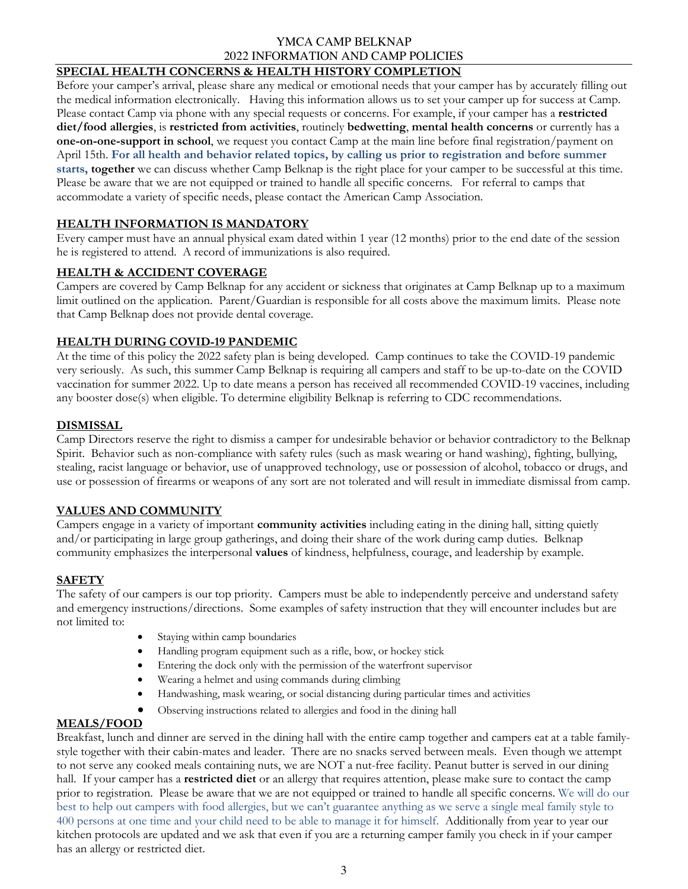## SPECIAL HEALTH CONCERNS & HEALTH HISTORY COMPLETION

Before your camper's arrival, please share any medical or emotional needs that your camper has by accurately filling out the medical information electronically. Having this information allows us to set your camper up for success at Camp. Please contact Camp via phone with any special requests or concerns. For example, if your camper has a **restricted diet/food allergies**, is **restricted from activities**, routinely **bedwetting**, **mental health concerns** or currently has a **one-on-one-support in school**, we request you contact Camp at the main line before final registration/payment on April 15th. **For all health and behavior related topics, by calling us prior to registration and before summer starts, together** we can discuss whether Camp Belknap is the right place for your camper to be successful at this time. Please be aware that we are not equipped or trained to handle all specific concerns. For referral to camps that accommodate a variety of specific needs, please contact the American Camp Association.

## HEALTH INFORMATION IS MANDATORY

Every camper must have an annual physical exam dated within 1 year (12 months) prior to the end date of the session he is registered to attend. A record of immunizations is also required.

## HEALTH & ACCIDENT COVERAGE

Campers are covered by Camp Belknap for any accident or sickness that originates at Camp Belknap up to a maximum limit outlined on the application. Parent/Guardian is responsible for all costs above the maximum limits. Please note that Camp Belknap does not provide dental coverage.

## HEALTH DURING COVID-19 PANDEMIC

At the time of this policy the 2022 safety plan is being developed. Camp continues to take the COVID-19 pandemic very seriously. As such, this summer Camp Belknap is requiring all campers and staff to be up-to-date on the COVID vaccination for summer 2022. Up to date means a person has received all recommended COVID-19 vaccines, including any booster dose(s) when eligible. To determine eligibility Belknap is referring to CDC recommendations.

## DISMISSAL

Camp Directors reserve the right to dismiss a camper for undesirable behavior or behavior contradictory to the Belknap Spirit. Behavior such as non-compliance with safety rules (such as mask wearing or hand washing), fighting, bullying, stealing, racist language or behavior, use of unapproved technology, use or possession of alcohol, tobacco or drugs, and use or possession of firearms or weapons of any sort are not tolerated and will result in immediate dismissal from camp.

## VALUES AND COMMUNITY

Campers engage in a variety of important **community activities** including eating in the dining hall, sitting quietly and/or participating in large group gatherings, and doing their share of the work during camp duties. Belknap community emphasizes the interpersonal **values** of kindness, helpfulness, courage, and leadership by example.

## SAFETY

The safety of our campers is our top priority. Campers must be able to independently perceive and understand safety and emergency instructions/directions. Some examples of safety instruction that they will encounter includes but are not limited to:

- Staying within camp boundaries
- Handling program equipment such as a rifle, bow, or hockey stick
- Entering the dock only with the permission of the waterfront supervisor
- Wearing a helmet and using commands during climbing
- Handwashing, mask wearing, or social distancing during particular times and activities
- Observing instructions related to allergies and food in the dining hall

## MEALS/FOOD

Breakfast, lunch and dinner are served in the dining hall with the entire camp together and campers eat at a table family-style together with their cabin-mates and leader. There are no snacks served between meals. Even though we attempt to not serve any cooked meals containing nuts, we are NOT a nut-free facility. Peanut butter is served in our dining hall. If your camper has a **restricted diet** or an allergy that requires attention, please make sure to contact the camp prior to registration. Please be aware that we are not equipped or trained to handle all specific concerns. We will do our best to help out campers with food allergies, but we can't guarantee anything as we serve a single meal family style to 400 persons at one time and your child need to be able to manage it for himself. Additionally from year to year our kitchen protocols are updated and we ask that even if you are a returning camper family you check in if your camper has an allergy or restricted diet.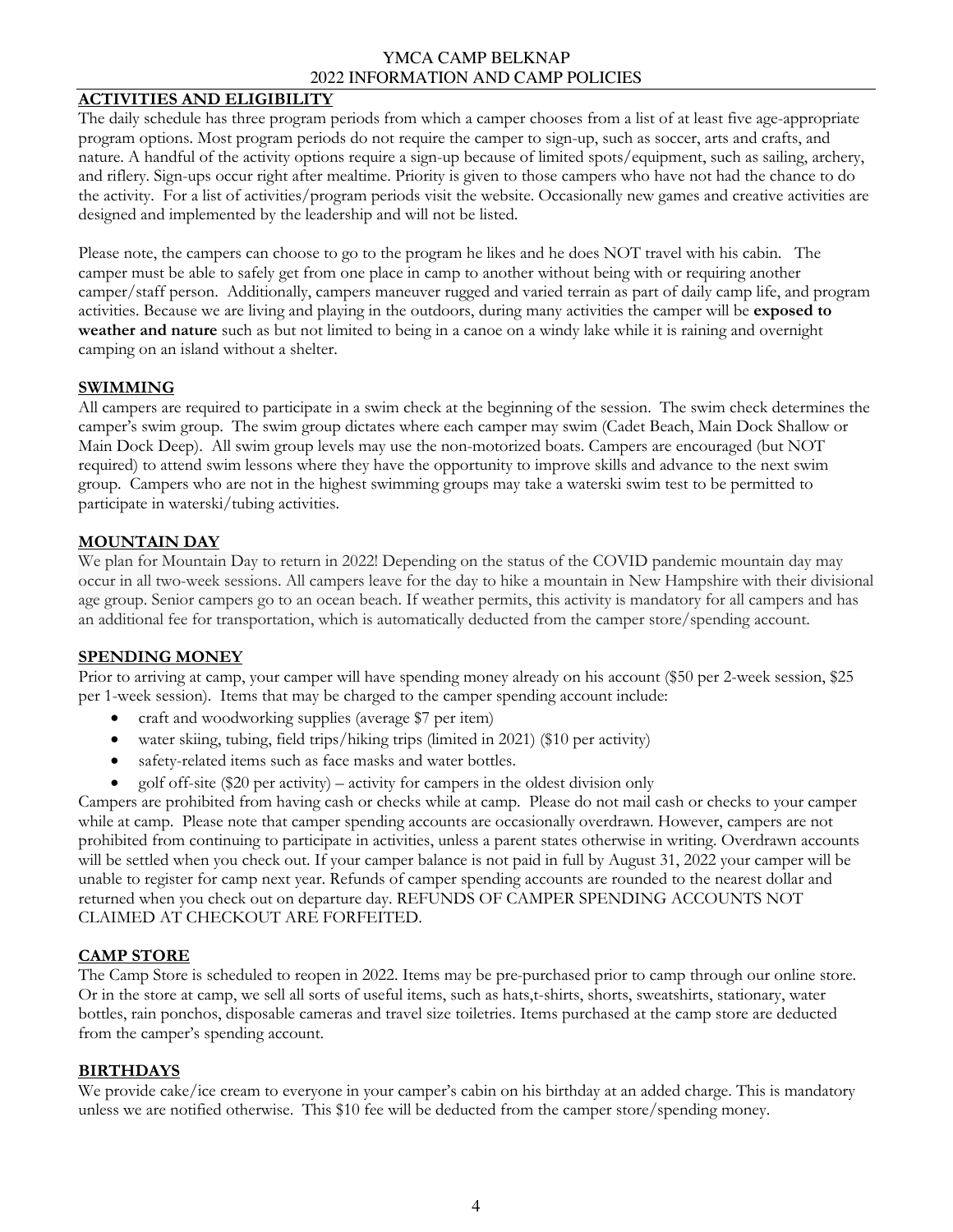## ACTIVITIES AND ELIGIBILITY

The daily schedule has three program periods from which a camper chooses from a list of at least five age-appropriate program options. Most program periods do not require the camper to sign-up, such as soccer, arts and crafts, and nature. A handful of the activity options require a sign-up because of limited spots/equipment, such as sailing, archery, and riflery. Sign-ups occur right after mealtime. Priority is given to those campers who have not had the chance to do the activity. For a list of activities/program periods visit the website. Occasionally new games and creative activities are designed and implemented by the leadership and will not be listed.

Please note, the campers can choose to go to the program he likes and he does NOT travel with his cabin. The camper must be able to safely get from one place in camp to another without being with or requiring another camper/staff person. Additionally, campers maneuver rugged and varied terrain as part of daily camp life, and program activities. Because we are living and playing in the outdoors, during many activities the camper will be **exposed to weather and nature** such as but not limited to being in a canoe on a windy lake while it is raining and overnight camping on an island without a shelter.

## SWIMMING

All campers are required to participate in a swim check at the beginning of the session. The swim check determines the camper's swim group. The swim group dictates where each camper may swim (Cadet Beach, Main Dock Shallow or Main Dock Deep). All swim group levels may use the non-motorized boats. Campers are encouraged (but NOT required) to attend swim lessons where they have the opportunity to improve skills and advance to the next swim group. Campers who are not in the highest swimming groups may take a waterski swim test to be permitted to participate in waterski/tubing activities.

## MOUNTAIN DAY

We plan for Mountain Day to return in 2022! Depending on the status of the COVID pandemic mountain day may occur in all two-week sessions. All campers leave for the day to hike a mountain in New Hampshire with their divisional age group. Senior campers go to an ocean beach. If weather permits, this activity is mandatory for all campers and has an additional fee for transportation, which is automatically deducted from the camper store/spending account.

## SPENDING MONEY

Prior to arriving at camp, your camper will have spending money already on his account ($50 per 2-week session, $25 per 1-week session). Items that may be charged to the camper spending account include:

- craft and woodworking supplies (average $7 per item)
- water skiing, tubing, field trips/hiking trips (limited in 2021) ($10 per activity)
- safety-related items such as face masks and water bottles.
- golf off-site ($20 per activity) – activity for campers in the oldest division only

Campers are prohibited from having cash or checks while at camp. Please do not mail cash or checks to your camper while at camp. Please note that camper spending accounts are occasionally overdrawn. However, campers are not prohibited from continuing to participate in activities, unless a parent states otherwise in writing. Overdrawn accounts will be settled when you check out. If your camper balance is not paid in full by August 31, 2022 your camper will be unable to register for camp next year. Refunds of camper spending accounts are rounded to the nearest dollar and returned when you check out on departure day. REFUNDS OF CAMPER SPENDING ACCOUNTS NOT CLAIMED AT CHECKOUT ARE FORFEITED.

## CAMP STORE

The Camp Store is scheduled to reopen in 2022. Items may be pre-purchased prior to camp through our online store. Or in the store at camp, we sell all sorts of useful items, such as hats,t-shirts, shorts, sweatshirts, stationary, water bottles, rain ponchos, disposable cameras and travel size toiletries. Items purchased at the camp store are deducted from the camper's spending account.

## BIRTHDAYS

We provide cake/ice cream to everyone in your camper's cabin on his birthday at an added charge. This is mandatory unless we are notified otherwise. This $10 fee will be deducted from the camper store/spending money.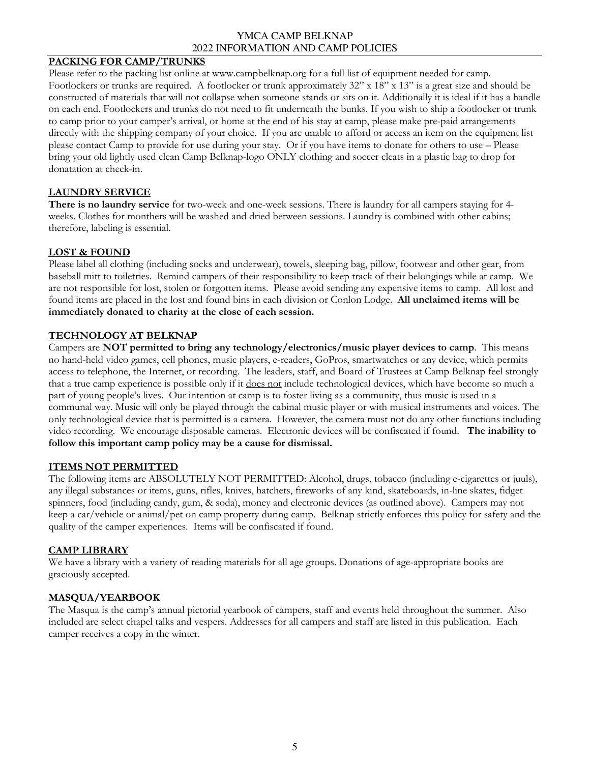## PACKING FOR CAMP/TRUNKS

Please refer to the packing list online at www.campbelknap.org for a full list of equipment needed for camp. Footlockers or trunks are required. A footlocker or trunk approximately 32" x 18" x 13" is a great size and should be constructed of materials that will not collapse when someone stands or sits on it. Additionally it is ideal if it has a handle on each end. Footlockers and trunks do not need to fit underneath the bunks. If you wish to ship a footlocker or trunk to camp prior to your camper's arrival, or home at the end of his stay at camp, please make pre-paid arrangements directly with the shipping company of your choice. If you are unable to afford or access an item on the equipment list please contact Camp to provide for use during your stay. Or if you have items to donate for others to use – Please bring your old lightly used clean Camp Belknap-logo ONLY clothing and soccer cleats in a plastic bag to drop for donatation at check-in.

## LAUNDRY SERVICE

**There is no laundry service** for two-week and one-week sessions. There is laundry for all campers staying for 4-weeks. Clothes for monthers will be washed and dried between sessions. Laundry is combined with other cabins; therefore, labeling is essential.

## LOST & FOUND

Please label all clothing (including socks and underwear), towels, sleeping bag, pillow, footwear and other gear, from baseball mitt to toiletries. Remind campers of their responsibility to keep track of their belongings while at camp. We are not responsible for lost, stolen or forgotten items. Please avoid sending any expensive items to camp. All lost and found items are placed in the lost and found bins in each division or Conlon Lodge. **All unclaimed items will be immediately donated to charity at the close of each session.**

## TECHNOLOGY AT BELKNAP

Campers are **NOT permitted to bring any technology/electronics/music player devices to camp**. This means no hand-held video games, cell phones, music players, e-readers, GoPros, smartwatches or any device, which permits access to telephone, the Internet, or recording. The leaders, staff, and Board of Trustees at Camp Belknap feel strongly that a true camp experience is possible only if it does not include technological devices, which have become so much a part of young people's lives. Our intention at camp is to foster living as a community, thus music is used in a communal way. Music will only be played through the cabinal music player or with musical instruments and voices. The only technological device that is permitted is a camera. However, the camera must not do any other functions including video recording. We encourage disposable cameras. Electronic devices will be confiscated if found. **The inability to follow this important camp policy may be a cause for dismissal.**

## ITEMS NOT PERMITTED

The following items are ABSOLUTELY NOT PERMITTED: Alcohol, drugs, tobacco (including e-cigarettes or juuls), any illegal substances or items, guns, rifles, knives, hatchets, fireworks of any kind, skateboards, in-line skates, fidget spinners, food (including candy, gum, & soda), money and electronic devices (as outlined above). Campers may not keep a car/vehicle or animal/pet on camp property during camp. Belknap strictly enforces this policy for safety and the quality of the camper experiences. Items will be confiscated if found.

## CAMP LIBRARY

We have a library with a variety of reading materials for all age groups. Donations of age-appropriate books are graciously accepted.

## MASQUA/YEARBOOK

The Masqua is the camp's annual pictorial yearbook of campers, staff and events held throughout the summer. Also included are select chapel talks and vespers. Addresses for all campers and staff are listed in this publication. Each camper receives a copy in the winter.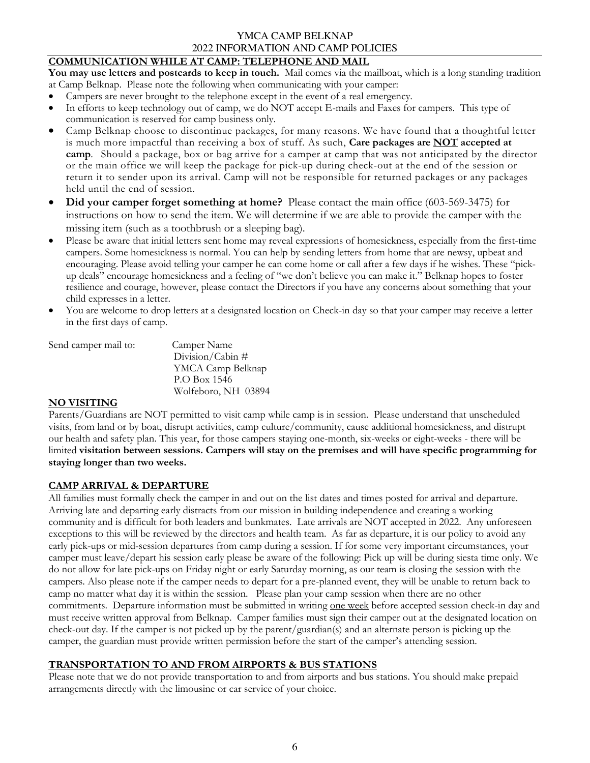## COMMUNICATION WHILE AT CAMP: TELEPHONE AND MAIL

**You may use letters and postcards to keep in touch.** Mail comes via the mailboat, which is a long standing tradition at Camp Belknap. Please note the following when communicating with your camper:

- Campers are never brought to the telephone except in the event of a real emergency.
- In efforts to keep technology out of camp, we do NOT accept E-mails and Faxes for campers. This type of communication is reserved for camp business only.
- Camp Belknap choose to discontinue packages, for many reasons. We have found that a thoughtful letter is much more impactful than receiving a box of stuff. As such, **Care packages are <u>NOT</u> accepted at camp**. Should a package, box or bag arrive for a camper at camp that was not anticipated by the director or the main office we will keep the package for pick-up during check-out at the end of the session or return it to sender upon its arrival. Camp will not be responsible for returned packages or any packages held until the end of session.
- **Did your camper forget something at home?** Please contact the main office (603-569-3475) for instructions on how to send the item. We will determine if we are able to provide the camper with the missing item (such as a toothbrush or a sleeping bag).
- Please be aware that initial letters sent home may reveal expressions of homesickness, especially from the first-time campers. Some homesickness is normal. You can help by sending letters from home that are newsy, upbeat and encouraging. Please avoid telling your camper he can come home or call after a few days if he wishes. These "pick-up deals" encourage homesickness and a feeling of "we don't believe you can make it." Belknap hopes to foster resilience and courage, however, please contact the Directors if you have any concerns about something that your child expresses in a letter.
- You are welcome to drop letters at a designated location on Check-in day so that your camper may receive a letter in the first days of camp.

Send camper mail to:

Camper Name
Division/Cabin #
YMCA Camp Belknap
P.O Box 1546
Wolfeboro, NH 03894

## NO VISITING

Parents/Guardians are NOT permitted to visit camp while camp is in session. Please understand that unscheduled visits, from land or by boat, disrupt activities, camp culture/community, cause additional homesickness, and distrupt our health and safety plan. This year, for those campers staying one-month, six-weeks or eight-weeks - there will be limited **visitation between sessions. Campers will stay on the premises and will have specific programming for staying longer than two weeks.**

## CAMP ARRIVAL & DEPARTURE

All families must formally check the camper in and out on the list dates and times posted for arrival and departure. Arriving late and departing early distracts from our mission in building independence and creating a working community and is difficult for both leaders and bunkmates. Late arrivals are NOT accepted in 2022. Any unforeseen exceptions to this will be reviewed by the directors and health team. As far as departure, it is our policy to avoid any early pick-ups or mid-session departures from camp during a session. If for some very important circumstances, your camper must leave/depart his session early please be aware of the following: Pick up will be during siesta time only. We do not allow for late pick-ups on Friday night or early Saturday morning, as our team is closing the session with the campers. Also please note if the camper needs to depart for a pre-planned event, they will be unable to return back to camp no matter what day it is within the session. Please plan your camp session when there are no other commitments. Departure information must be submitted in writing <u>one week</u> before accepted session check-in day and must receive written approval from Belknap. Camper families must sign their camper out at the designated location on check-out day. If the camper is not picked up by the parent/guardian(s) and an alternate person is picking up the camper, the guardian must provide written permission before the start of the camper's attending session.

## TRANSPORTATION TO AND FROM AIRPORTS & BUS STATIONS

Please note that we do not provide transportation to and from airports and bus stations. You should make prepaid arrangements directly with the limousine or car service of your choice.